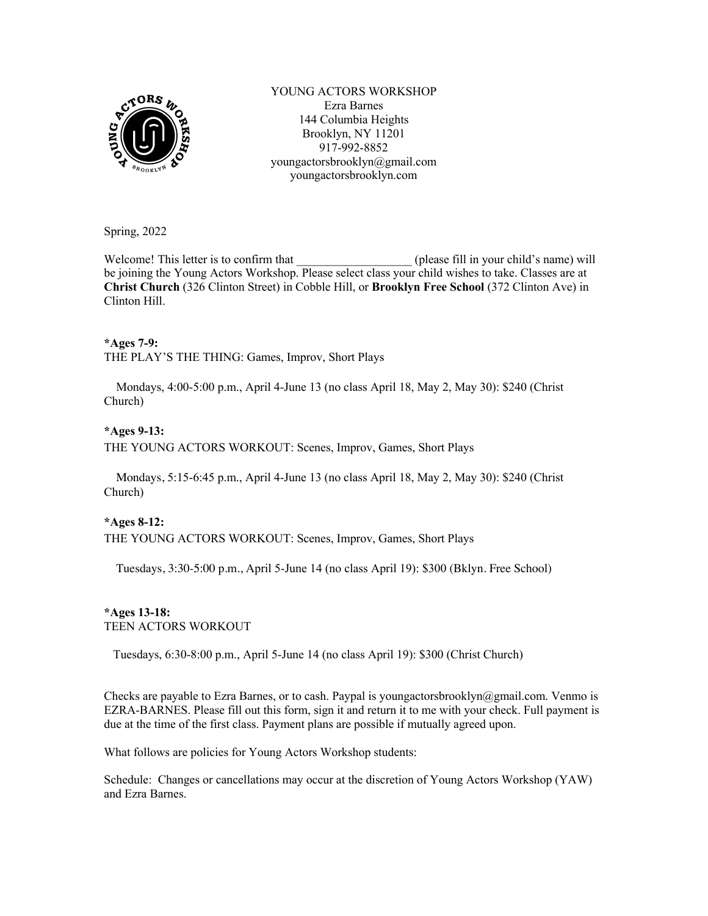YOUNG ACTORS WORKSHOP
Ezra Barnes
144 Columbia Heights
Brooklyn, NY 11201
917-992-8852
youngactorsbrooklyn@gmail.com
youngactorsbrooklyn.com

Spring, 2022

Welcome! This letter is to confirm that ___________________ (please fill in your child's name) will be joining the Young Actors Workshop. Please select class your child wishes to take. Classes are at **Christ Church** (326 Clinton Street) in Cobble Hill, or **Brooklyn Free School** (372 Clinton Ave) in Clinton Hill.

**\*Ages 7-9:**
THE PLAY'S THE THING: Games, Improv, Short Plays

Mondays, 4:00-5:00 p.m., April 4-June 13 (no class April 18, May 2, May 30): $240 (Christ Church)

**\*Ages 9-13:**
THE YOUNG ACTORS WORKOUT: Scenes, Improv, Games, Short Plays

Mondays, 5:15-6:45 p.m., April 4-June 13 (no class April 18, May 2, May 30): $240 (Christ Church)

**\*Ages 8-12:**
THE YOUNG ACTORS WORKOUT: Scenes, Improv, Games, Short Plays

Tuesdays, 3:30-5:00 p.m., April 5-June 14 (no class April 19): $300 (Bklyn. Free School)

**\*Ages 13-18:**
TEEN ACTORS WORKOUT

Tuesdays, 6:30-8:00 p.m., April 5-June 14 (no class April 19): $300 (Christ Church)

Checks are payable to Ezra Barnes, or to cash. Paypal is youngactorsbrooklyn@gmail.com. Venmo is EZRA-BARNES. Please fill out this form, sign it and return it to me with your check. Full payment is due at the time of the first class. Payment plans are possible if mutually agreed upon.

What follows are policies for Young Actors Workshop students:

Schedule: Changes or cancellations may occur at the discretion of Young Actors Workshop (YAW) and Ezra Barnes.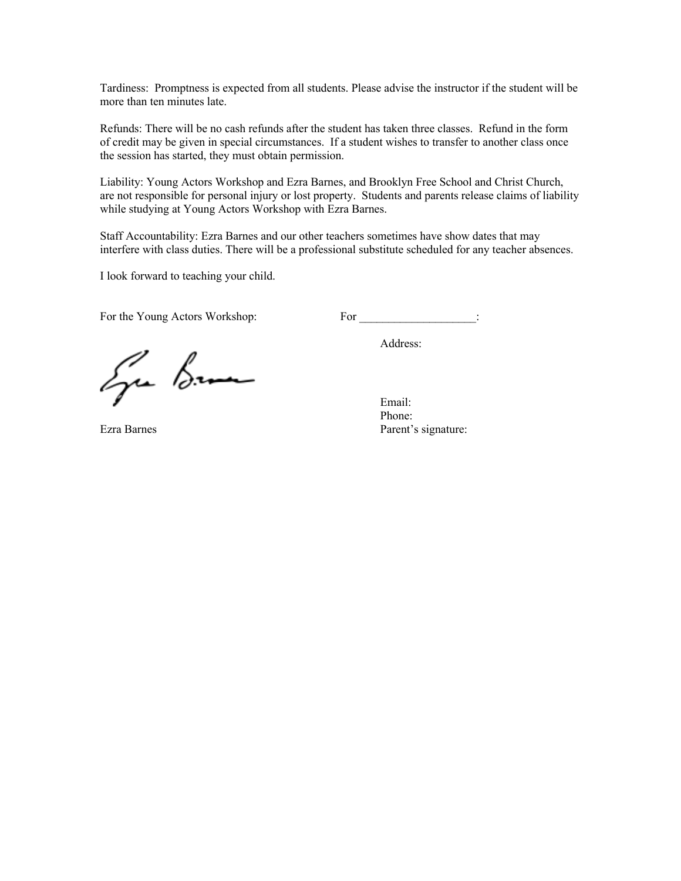Tardiness: Promptness is expected from all students. Please advise the instructor if the student will be more than ten minutes late.

Refunds: There will be no cash refunds after the student has taken three classes. Refund in the form of credit may be given in special circumstances. If a student wishes to transfer to another class once the session has started, they must obtain permission.

Liability: Young Actors Workshop and Ezra Barnes, and Brooklyn Free School and Christ Church, are not responsible for personal injury or lost property. Students and parents release claims of liability while studying at Young Actors Workshop with Ezra Barnes.

Staff Accountability: Ezra Barnes and our other teachers sometimes have show dates that may interfere with class duties. There will be a professional substitute scheduled for any teacher absences.

I look forward to teaching your child.

For the Young Actors Workshop:

Ezra Barnes

For ___________________:

Address:

Email:

Phone:

Parent's signature: